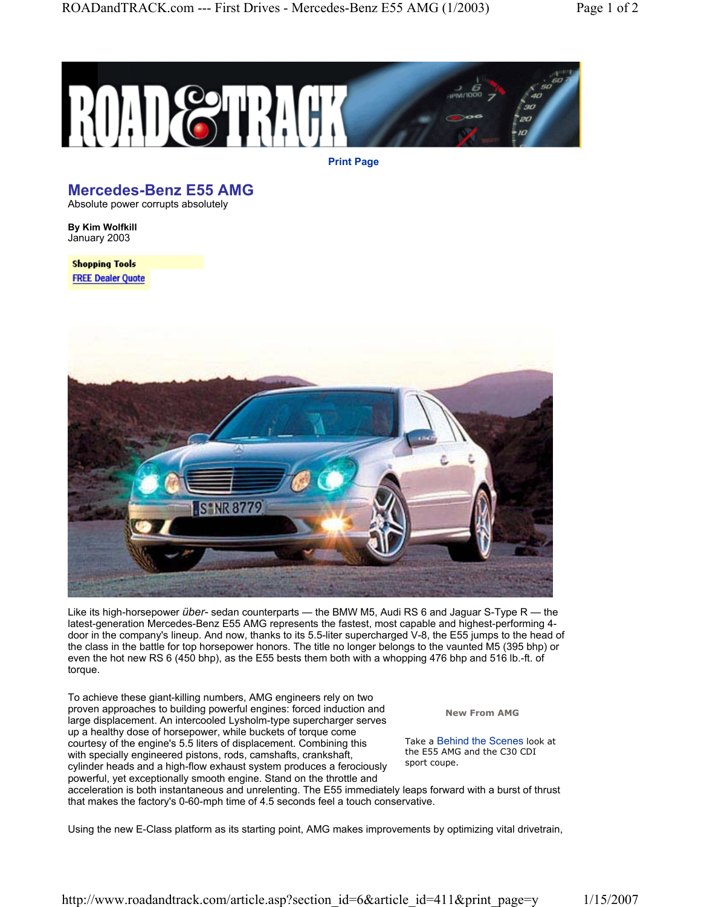Print Page

# Mercedes-Benz E55 AMG

Absolute power corrupts absolutely

**By Kim Wolfkill**
January 2003

**Shopping Tools**
FREE Dealer Quote

Like its high-horsepower *über-* sedan counterparts — the BMW M5, Audi RS 6 and Jaguar S-Type R — the latest-generation Mercedes-Benz E55 AMG represents the fastest, most capable and highest-performing 4-door in the company's lineup. And now, thanks to its 5.5-liter supercharged V-8, the E55 jumps to the head of the class in the battle for top horsepower honors. The title no longer belongs to the vaunted M5 (395 bhp) or even the hot new RS 6 (450 bhp), as the E55 bests them both with a whopping 476 bhp and 516 lb.-ft. of torque.

To achieve these giant-killing numbers, AMG engineers rely on two proven approaches to building powerful engines: forced induction and large displacement. An intercooled Lysholm-type supercharger serves up a healthy dose of horsepower, while buckets of torque come courtesy of the engine's 5.5 liters of displacement. Combining this with specially engineered pistons, rods, camshafts, crankshaft, cylinder heads and a high-flow exhaust system produces a ferociously powerful, yet exceptionally smooth engine. Stand on the throttle and acceleration is both instantaneous and unrelenting. The E55 immediately leaps forward with a burst of thrust that makes the factory's 0-60-mph time of 4.5 seconds feel a touch conservative.

**New From AMG**

Take a Behind the Scenes look at the E55 AMG and the C30 CDI sport coupe.

Using the new E-Class platform as its starting point, AMG makes improvements by optimizing vital drivetrain,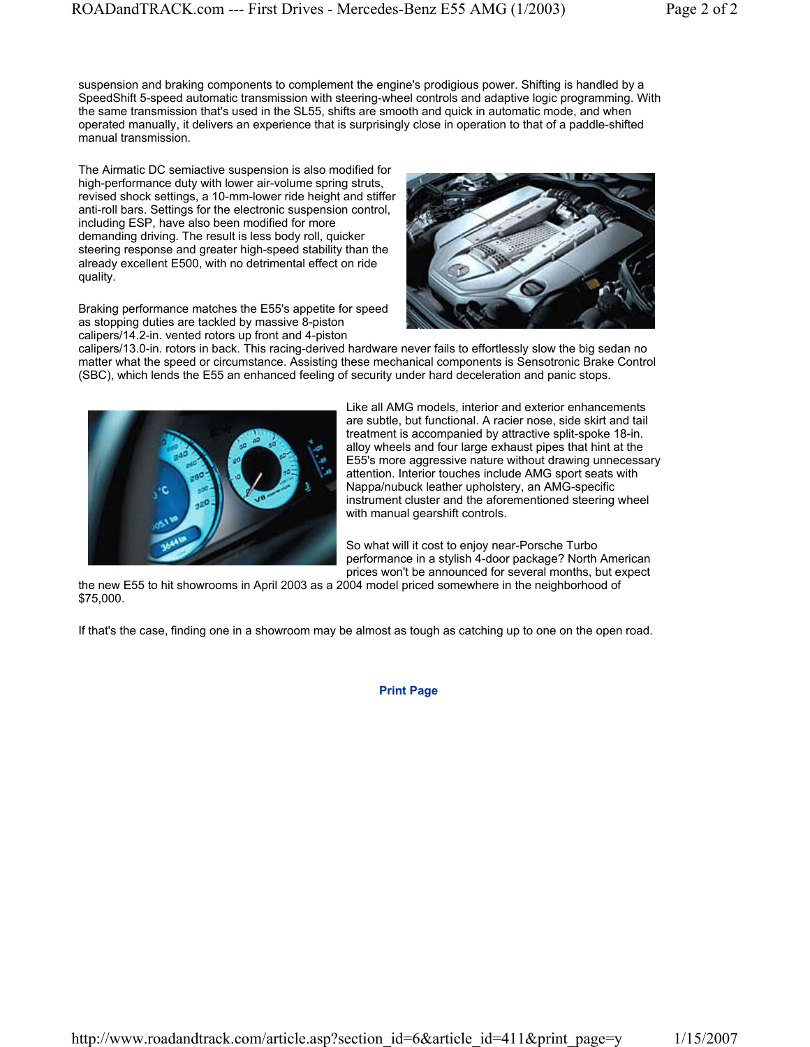suspension and braking components to complement the engine's prodigious power. Shifting is handled by a SpeedShift 5-speed automatic transmission with steering-wheel controls and adaptive logic programming. With the same transmission that's used in the SL55, shifts are smooth and quick in automatic mode, and when operated manually, it delivers an experience that is surprisingly close in operation to that of a paddle-shifted manual transmission.

The Airmatic DC semiactive suspension is also modified for high-performance duty with lower air-volume spring struts, revised shock settings, a 10-mm-lower ride height and stiffer anti-roll bars. Settings for the electronic suspension control, including ESP, have also been modified for more demanding driving. The result is less body roll, quicker steering response and greater high-speed stability than the already excellent E500, with no detrimental effect on ride quality.

Braking performance matches the E55's appetite for speed as stopping duties are tackled by massive 8-piston calipers/14.2-in. vented rotors up front and 4-piston calipers/13.0-in. rotors in back. This racing-derived hardware never fails to effortlessly slow the big sedan no matter what the speed or circumstance. Assisting these mechanical components is Sensotronic Brake Control (SBC), which lends the E55 an enhanced feeling of security under hard deceleration and panic stops.

Like all AMG models, interior and exterior enhancements are subtle, but functional. A racier nose, side skirt and tail treatment is accompanied by attractive split-spoke 18-in. alloy wheels and four large exhaust pipes that hint at the E55's more aggressive nature without drawing unnecessary attention. Interior touches include AMG sport seats with Nappa/nubuck leather upholstery, an AMG-specific instrument cluster and the aforementioned steering wheel with manual gearshift controls.

So what will it cost to enjoy near-Porsche Turbo performance in a stylish 4-door package? North American prices won't be announced for several months, but expect the new E55 to hit showrooms in April 2003 as a 2004 model priced somewhere in the neighborhood of $75,000.

If that's the case, finding one in a showroom may be almost as tough as catching up to one on the open road.

**Print Page**